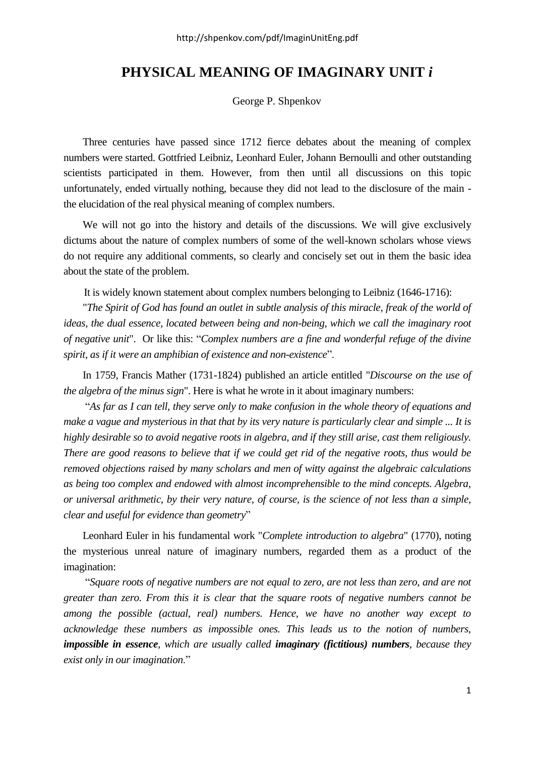# PHYSICAL MEANING OF IMAGINARY UNIT *i*

George P. Shpenkov

Three centuries have passed since 1712 fierce debates about the meaning of complex numbers were started. Gottfried Leibniz, Leonhard Euler, Johann Bernoulli and other outstanding scientists participated in them. However, from then until all discussions on this topic unfortunately, ended virtually nothing, because they did not lead to the disclosure of the main - the elucidation of the real physical meaning of complex numbers.

We will not go into the history and details of the discussions. We will give exclusively dictums about the nature of complex numbers of some of the well-known scholars whose views do not require any additional comments, so clearly and concisely set out in them the basic idea about the state of the problem.

It is widely known statement about complex numbers belonging to Leibniz (1646-1716):

"*The Spirit of God has found an outlet in subtle analysis of this miracle, freak of the world of ideas, the dual essence, located between being and non-being, which we call the imaginary root of negative unit*". Or like this: "*Complex numbers are a fine and wonderful refuge of the divine spirit, as if it were an amphibian of existence and non-existence*".

In 1759, Francis Mather (1731-1824) published an article entitled "*Discourse on the use of the algebra of the minus sign*". Here is what he wrote in it about imaginary numbers:

"*As far as I can tell, they serve only to make confusion in the whole theory of equations and make a vague and mysterious in that that by its very nature is particularly clear and simple ... It is highly desirable so to avoid negative roots in algebra, and if they still arise, cast them religiously. There are good reasons to believe that if we could get rid of the negative roots, thus would be removed objections raised by many scholars and men of witty against the algebraic calculations as being too complex and endowed with almost incomprehensible to the mind concepts. Algebra, or universal arithmetic, by their very nature, of course, is the science of not less than a simple, clear and useful for evidence than geometry*"

Leonhard Euler in his fundamental work "*Complete introduction to algebra*" (1770), noting the mysterious unreal nature of imaginary numbers, regarded them as a product of the imagination:

"*Square roots of negative numbers are not equal to zero, are not less than zero, and are not greater than zero. From this it is clear that the square roots of negative numbers cannot be among the possible (actual, real) numbers. Hence, we have no another way except to acknowledge these numbers as impossible ones. This leads us to the notion of numbers, **impossible in essence**, which are usually called **imaginary (fictitious) numbers**, because they exist only in our imagination.*"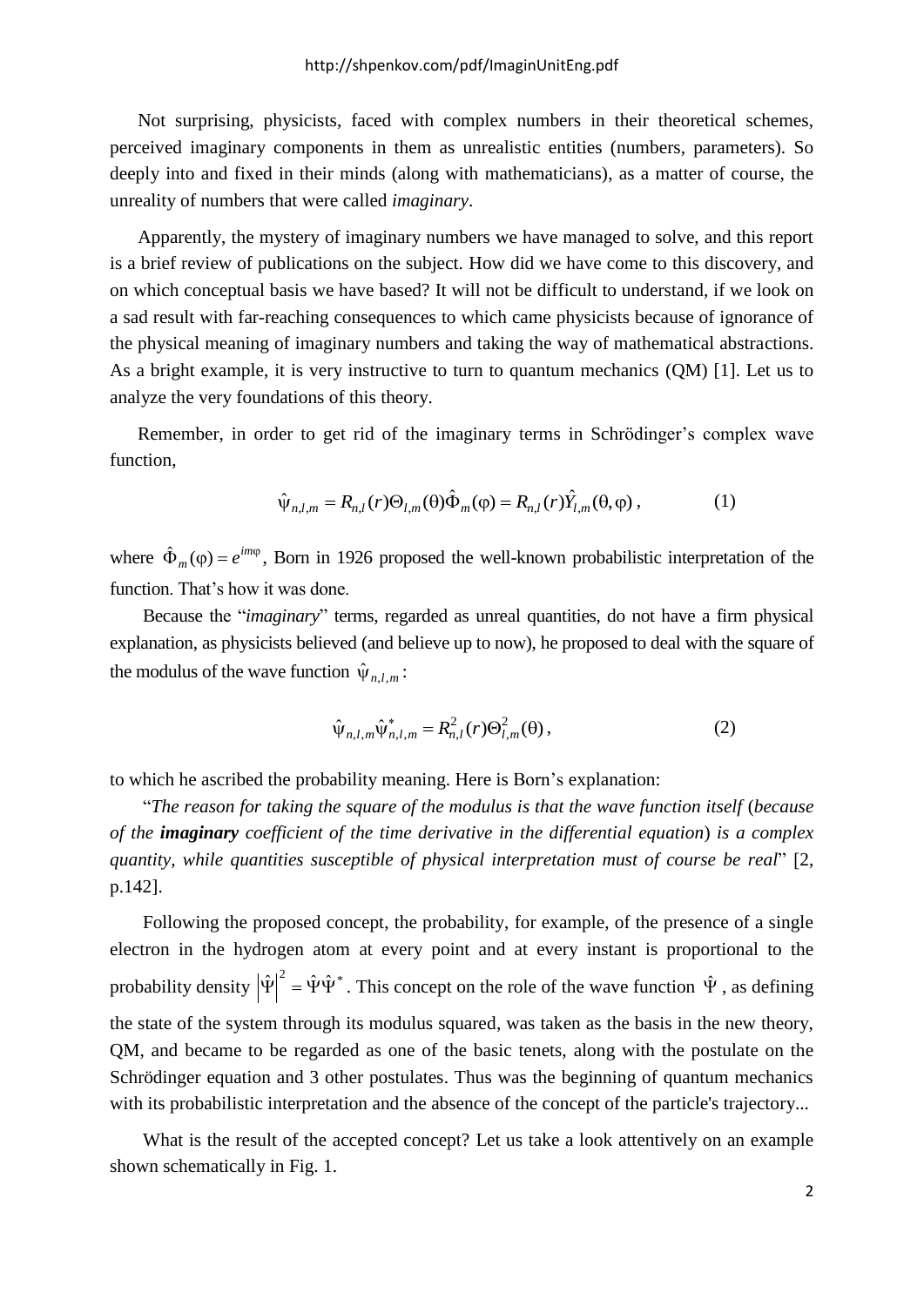Not surprising, physicists, faced with complex numbers in their theoretical schemes, perceived imaginary components in them as unrealistic entities (numbers, parameters). So deeply into and fixed in their minds (along with mathematicians), as a matter of course, the unreality of numbers that were called *imaginary*.

Apparently, the mystery of imaginary numbers we have managed to solve, and this report is a brief review of publications on the subject. How did we have come to this discovery, and on which conceptual basis we have based? It will not be difficult to understand, if we look on a sad result with far-reaching consequences to which came physicists because of ignorance of the physical meaning of imaginary numbers and taking the way of mathematical abstractions. As a bright example, it is very instructive to turn to quantum mechanics (QM) [1]. Let us to analyze the very foundations of this theory.

Remember, in order to get rid of the imaginary terms in Schrödinger's complex wave function,

$$\hat{\psi}_{n,l,m} = R_{n,l}(r)\Theta_{l,m}(\theta)\hat{\Phi}_m(\varphi) = R_{n,l}(r)\hat{Y}_{l,m}(\theta,\varphi)\,, \qquad (1)$$

where $\hat{\Phi}_m(\varphi) = e^{im\varphi}$, Born in 1926 proposed the well-known probabilistic interpretation of the function. That's how it was done.

Because the "*imaginary*" terms, regarded as unreal quantities, do not have a firm physical explanation, as physicists believed (and believe up to now), he proposed to deal with the square of the modulus of the wave function $\hat{\psi}_{n,l,m}$:

$$\hat{\psi}_{n,l,m}\hat{\psi}^*_{n,l,m} = R^2_{n,l}(r)\Theta^2_{l,m}(\theta)\,, \qquad (2)$$

to which he ascribed the probability meaning. Here is Born's explanation:

"*The reason for taking the square of the modulus is that the wave function itself* (*because of the* ***imaginary*** *coefficient of the time derivative in the differential equation*) *is a complex quantity, while quantities susceptible of physical interpretation must of course be real*" [2, p.142].

Following the proposed concept, the probability, for example, of the presence of a single electron in the hydrogen atom at every point and at every instant is proportional to the probability density $\left|\hat{\Psi}\right|^2 = \hat{\Psi}\hat{\Psi}^*$. This concept on the role of the wave function $\hat{\Psi}$, as defining the state of the system through its modulus squared, was taken as the basis in the new theory, QM, and became to be regarded as one of the basic tenets, along with the postulate on the Schrödinger equation and 3 other postulates. Thus was the beginning of quantum mechanics with its probabilistic interpretation and the absence of the concept of the particle's trajectory...

What is the result of the accepted concept? Let us take a look attentively on an example shown schematically in Fig. 1.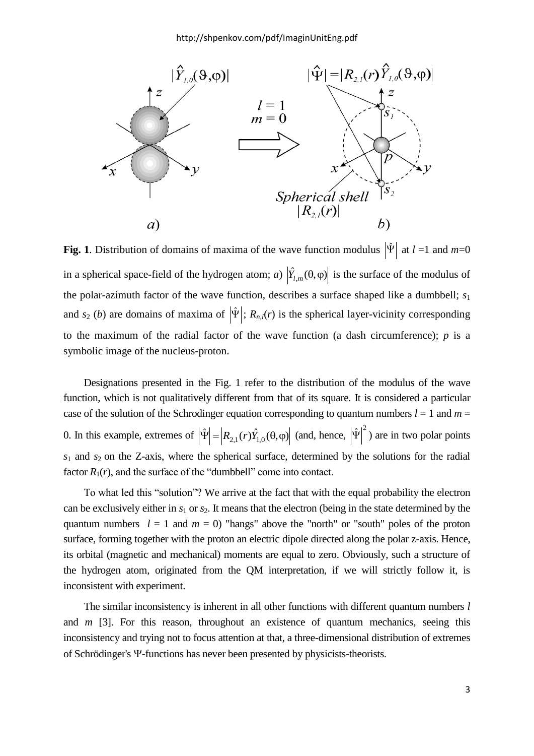**Fig. 1**. Distribution of domains of maxima of the wave function modulus $|\hat{\Psi}|$ at $l = 1$ and $m = 0$ in a spherical space-field of the hydrogen atom; *a*) $|\hat{Y}_{l,m}(\theta,\varphi)|$ is the surface of the modulus of the polar-azimuth factor of the wave function, describes a surface shaped like a dumbbell; $s_1$ and $s_2$ (*b*) are domains of maxima of $|\hat{\Psi}|$; $R_{n,l}(r)$ is the spherical layer-vicinity corresponding to the maximum of the radial factor of the wave function (a dash circumference); *p* is a symbolic image of the nucleus-proton.

Designations presented in the Fig. 1 refer to the distribution of the modulus of the wave function, which is not qualitatively different from that of its square. It is considered a particular case of the solution of the Schrodinger equation corresponding to quantum numbers $l = 1$ and $m = 0$. In this example, extremes of $|\hat{\Psi}| = |R_{2,1}(r)\hat{Y}_{1,0}(\theta,\varphi)|$ (and, hence, $|\hat{\Psi}|^2$) are in two polar points $s_1$ and $s_2$ on the Z-axis, where the spherical surface, determined by the solutions for the radial factor $R_1(r)$, and the surface of the "dumbbell" come into contact.

To what led this "solution"? We arrive at the fact that with the equal probability the electron can be exclusively either in $s_1$ or $s_2$. It means that the electron (being in the state determined by the quantum numbers $l = 1$ and $m = 0$) "hangs" above the "north" or "south" poles of the proton surface, forming together with the proton an electric dipole directed along the polar z-axis. Hence, its orbital (magnetic and mechanical) moments are equal to zero. Obviously, such a structure of the hydrogen atom, originated from the QM interpretation, if we will strictly follow it, is inconsistent with experiment.

The similar inconsistency is inherent in all other functions with different quantum numbers *l* and *m* [3]. For this reason, throughout an existence of quantum mechanics, seeing this inconsistency and trying not to focus attention at that, a three-dimensional distribution of extremes of Schrödinger's $\Psi$-functions has never been presented by physicists-theorists.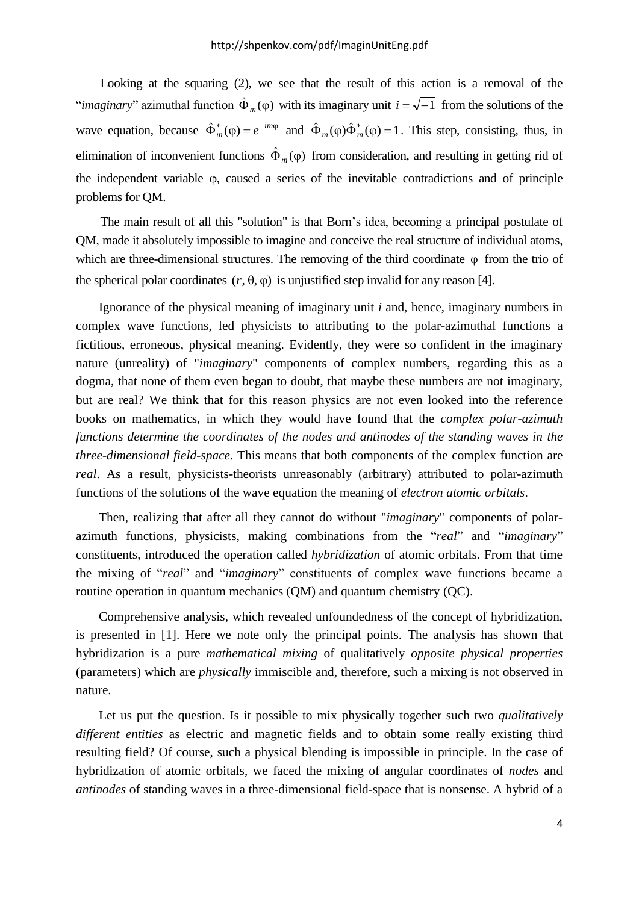Looking at the squaring (2), we see that the result of this action is a removal of the "*imaginary*" azimuthal function $\hat{\Phi}_m(\varphi)$ with its imaginary unit $i = \sqrt{-1}$ from the solutions of the wave equation, because $\hat{\Phi}_m^*(\varphi) = e^{-im\varphi}$ and $\hat{\Phi}_m(\varphi)\hat{\Phi}_m^*(\varphi) = 1$. This step, consisting, thus, in elimination of inconvenient functions $\hat{\Phi}_m(\varphi)$ from consideration, and resulting in getting rid of the independent variable $\varphi$, caused a series of the inevitable contradictions and of principle problems for QM.

The main result of all this "solution" is that Born's idea, becoming a principal postulate of QM, made it absolutely impossible to imagine and conceive the real structure of individual atoms, which are three-dimensional structures. The removing of the third coordinate $\varphi$ from the trio of the spherical polar coordinates $(r, \theta, \varphi)$ is unjustified step invalid for any reason [4].

Ignorance of the physical meaning of imaginary unit *i* and, hence, imaginary numbers in complex wave functions, led physicists to attributing to the polar-azimuthal functions a fictitious, erroneous, physical meaning. Evidently, they were so confident in the imaginary nature (unreality) of "*imaginary*" components of complex numbers, regarding this as a dogma, that none of them even began to doubt, that maybe these numbers are not imaginary, but are real? We think that for this reason physics are not even looked into the reference books on mathematics, in which they would have found that the *complex polar-azimuth functions determine the coordinates of the nodes and antinodes of the standing waves in the three-dimensional field-space*. This means that both components of the complex function are *real*. As a result, physicists-theorists unreasonably (arbitrary) attributed to polar-azimuth functions of the solutions of the wave equation the meaning of *electron atomic orbitals*.

Then, realizing that after all they cannot do without "*imaginary*" components of polar-azimuth functions, physicists, making combinations from the "*real*" and "*imaginary*" constituents, introduced the operation called *hybridization* of atomic orbitals. From that time the mixing of "*real*" and "*imaginary*" constituents of complex wave functions became a routine operation in quantum mechanics (QM) and quantum chemistry (QC).

Comprehensive analysis, which revealed unfoundedness of the concept of hybridization, is presented in [1]. Here we note only the principal points. The analysis has shown that hybridization is a pure *mathematical mixing* of qualitatively *opposite physical properties* (parameters) which are *physically* immiscible and, therefore, such a mixing is not observed in nature.

Let us put the question. Is it possible to mix physically together such two *qualitatively different entities* as electric and magnetic fields and to obtain some really existing third resulting field? Of course, such a physical blending is impossible in principle. In the case of hybridization of atomic orbitals, we faced the mixing of angular coordinates of *nodes* and *antinodes* of standing waves in a three-dimensional field-space that is nonsense. A hybrid of a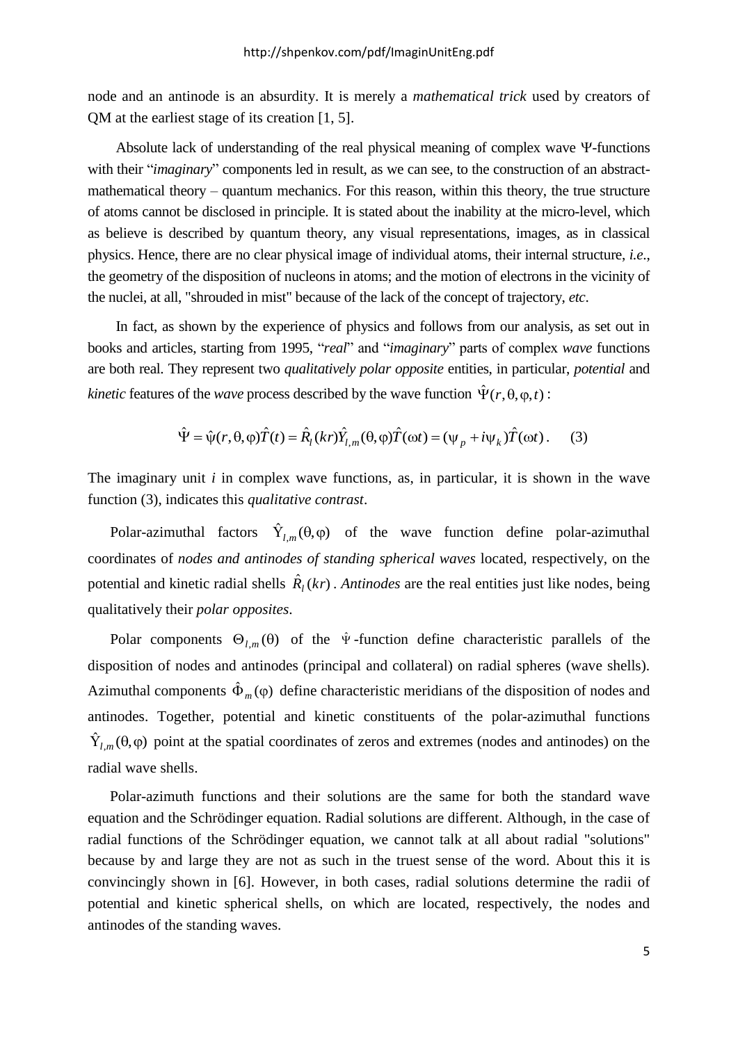node and an antinode is an absurdity. It is merely a *mathematical trick* used by creators of QM at the earliest stage of its creation [1, 5].

Absolute lack of understanding of the real physical meaning of complex wave $\Psi$-functions with their "*imaginary*" components led in result, as we can see, to the construction of an abstract-mathematical theory – quantum mechanics. For this reason, within this theory, the true structure of atoms cannot be disclosed in principle. It is stated about the inability at the micro-level, which as believe is described by quantum theory, any visual representations, images, as in classical physics. Hence, there are no clear physical image of individual atoms, their internal structure, *i.e.*, the geometry of the disposition of nucleons in atoms; and the motion of electrons in the vicinity of the nuclei, at all, "shrouded in mist" because of the lack of the concept of trajectory, *etc.*

In fact, as shown by the experience of physics and follows from our analysis, as set out in books and articles, starting from 1995, "*real*" and "*imaginary*" parts of complex *wave* functions are both real. They represent two *qualitatively polar opposite* entities, in particular, *potential* and *kinetic* features of the *wave* process described by the wave function $\hat{\Psi}(r,\theta,\varphi,t)$:

$$\hat{\Psi} = \hat{\psi}(r,\theta,\varphi)\hat{T}(t) = \hat{R}_l(kr)\hat{Y}_{l,m}(\theta,\varphi)\hat{T}(\omega t) = (\psi_p + i\psi_k)\hat{T}(\omega t)\,. \qquad (3)$$

The imaginary unit *i* in complex wave functions, as, in particular, it is shown in the wave function (3), indicates this *qualitative contrast*.

Polar-azimuthal factors $\hat{Y}_{l,m}(\theta,\varphi)$ of the wave function define polar-azimuthal coordinates of *nodes and antinodes of standing spherical waves* located, respectively, on the potential and kinetic radial shells $\hat{R}_l(kr)$. *Antinodes* are the real entities just like nodes, being qualitatively their *polar opposites*.

Polar components $\Theta_{l,m}(\theta)$ of the $\hat{\Psi}$-function define characteristic parallels of the disposition of nodes and antinodes (principal and collateral) on radial spheres (wave shells). Azimuthal components $\hat{\Phi}_m(\varphi)$ define characteristic meridians of the disposition of nodes and antinodes. Together, potential and kinetic constituents of the polar-azimuthal functions $\hat{Y}_{l,m}(\theta,\varphi)$ point at the spatial coordinates of zeros and extremes (nodes and antinodes) on the radial wave shells.

Polar-azimuth functions and their solutions are the same for both the standard wave equation and the Schrödinger equation. Radial solutions are different. Although, in the case of radial functions of the Schrödinger equation, we cannot talk at all about radial "solutions" because by and large they are not as such in the truest sense of the word. About this it is convincingly shown in [6]. However, in both cases, radial solutions determine the radii of potential and kinetic spherical shells, on which are located, respectively, the nodes and antinodes of the standing waves.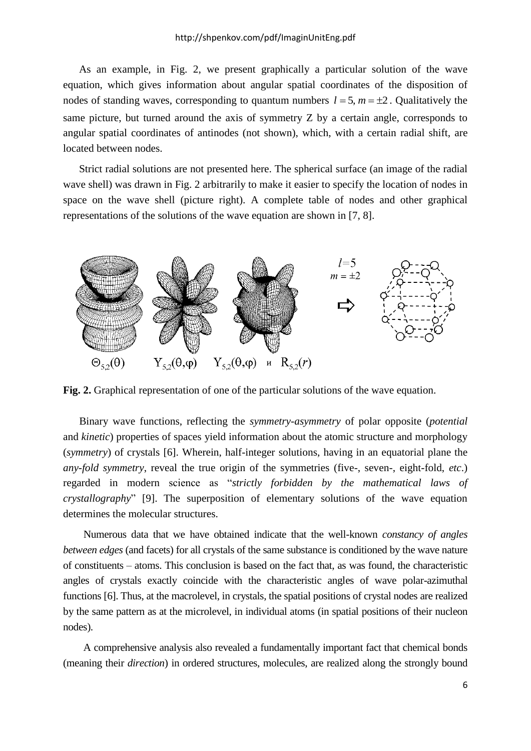As an example, in Fig. 2, we present graphically a particular solution of the wave equation, which gives information about angular spatial coordinates of the disposition of nodes of standing waves, corresponding to quantum numbers $l = 5, m = \pm 2$. Qualitatively the same picture, but turned around the axis of symmetry Z by a certain angle, corresponds to angular spatial coordinates of antinodes (not shown), which, with a certain radial shift, are located between nodes.

Strict radial solutions are not presented here. The spherical surface (an image of the radial wave shell) was drawn in Fig. 2 arbitrarily to make it easier to specify the location of nodes in space on the wave shell (picture right). A complete table of nodes and other graphical representations of the solutions of the wave equation are shown in [7, 8].

$\Theta_{5,2}(\theta)$ $\quad Y_{5,2}(\theta,\varphi)$ $\quad Y_{5,2}(\theta,\varphi)$ и $R_{5,2}(r)$ $\quad l=5$, $m = \pm 2$

**Fig. 2.** Graphical representation of one of the particular solutions of the wave equation.

Binary wave functions, reflecting the *symmetry-asymmetry* of polar opposite (*potential* and *kinetic*) properties of spaces yield information about the atomic structure and morphology (*symmetry*) of crystals [6]. Wherein, half-integer solutions, having in an equatorial plane the *any-fold symmetry*, reveal the true origin of the symmetries (five-, seven-, eight-fold, *etc*.) regarded in modern science as "*strictly forbidden by the mathematical laws of crystallography*" [9]. The superposition of elementary solutions of the wave equation determines the molecular structures.

Numerous data that we have obtained indicate that the well-known *constancy of angles between edges* (and facets) for all crystals of the same substance is conditioned by the wave nature of constituents – atoms. This conclusion is based on the fact that, as was found, the characteristic angles of crystals exactly coincide with the characteristic angles of wave polar-azimuthal functions [6]. Thus, at the macrolevel, in crystals, the spatial positions of crystal nodes are realized by the same pattern as at the microlevel, in individual atoms (in spatial positions of their nucleon nodes).

A comprehensive analysis also revealed a fundamentally important fact that chemical bonds (meaning their *direction*) in ordered structures, molecules, are realized along the strongly bound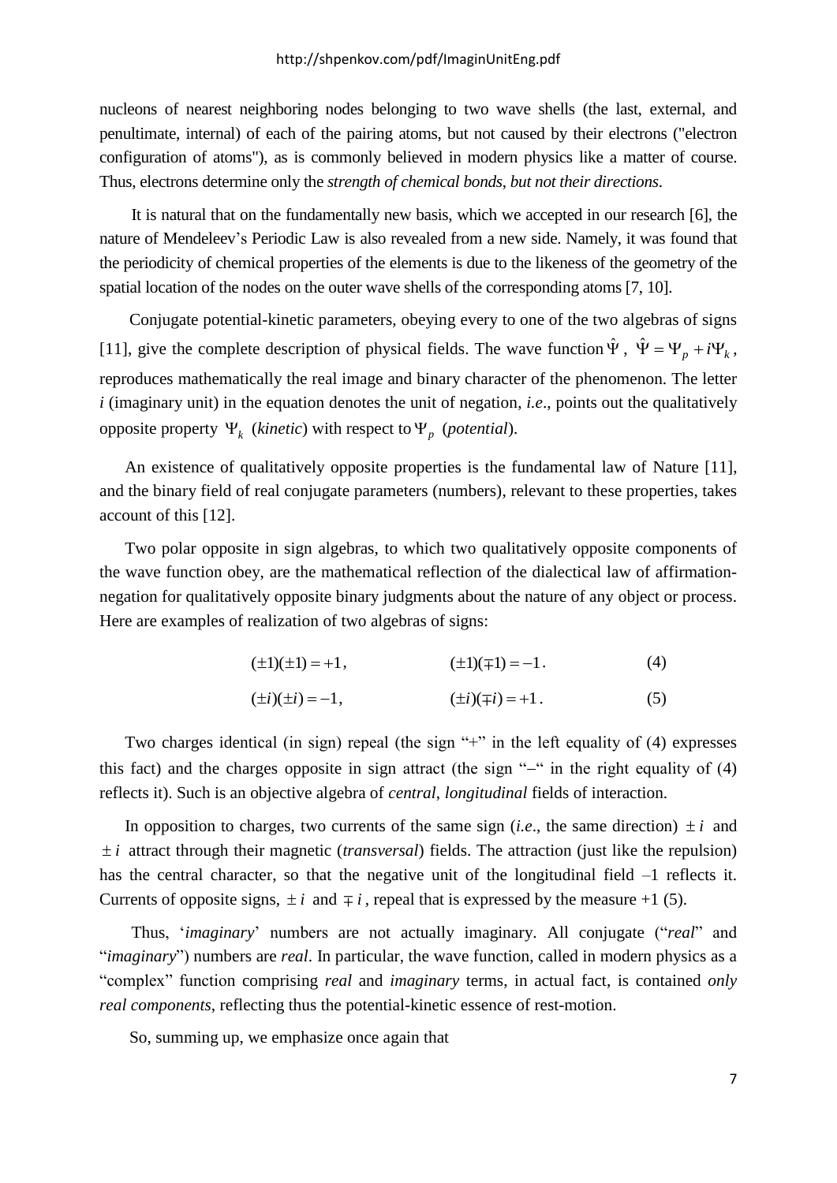nucleons of nearest neighboring nodes belonging to two wave shells (the last, external, and penultimate, internal) of each of the pairing atoms, but not caused by their electrons ("electron configuration of atoms"), as is commonly believed in modern physics like a matter of course. Thus, electrons determine only the *strength of chemical bonds*, *but not their directions*.

It is natural that on the fundamentally new basis, which we accepted in our research [6], the nature of Mendeleev's Periodic Law is also revealed from a new side. Namely, it was found that the periodicity of chemical properties of the elements is due to the likeness of the geometry of the spatial location of the nodes on the outer wave shells of the corresponding atoms [7, 10].

Conjugate potential-kinetic parameters, obeying every to one of the two algebras of signs [11], give the complete description of physical fields. The wave function $\hat{\Psi}$, $\hat{\Psi} = \Psi_p + i\Psi_k$, reproduces mathematically the real image and binary character of the phenomenon. The letter *i* (imaginary unit) in the equation denotes the unit of negation, *i.e*., points out the qualitatively opposite property $\Psi_k$ (*kinetic*) with respect to $\Psi_p$ (*potential*).

An existence of qualitatively opposite properties is the fundamental law of Nature [11], and the binary field of real conjugate parameters (numbers), relevant to these properties, takes account of this [12].

Two polar opposite in sign algebras, to which two qualitatively opposite components of the wave function obey, are the mathematical reflection of the dialectical law of affirmation-negation for qualitatively opposite binary judgments about the nature of any object or process. Here are examples of realization of two algebras of signs:

$$(\pm 1)(\pm 1) = +1, \qquad (\pm 1)(\mp 1) = -1. \tag{4}$$

$$(\pm i)(\pm i) = -1, \qquad (\pm i)(\mp i) = +1. \tag{5}$$

Two charges identical (in sign) repeal (the sign "+" in the left equality of (4) expresses this fact) and the charges opposite in sign attract (the sign "–" in the right equality of (4) reflects it). Such is an objective algebra of *central*, *longitudinal* fields of interaction.

In opposition to charges, two currents of the same sign (*i.e*., the same direction) $\pm i$ and $\pm i$ attract through their magnetic (*transversal*) fields. The attraction (just like the repulsion) has the central character, so that the negative unit of the longitudinal field –1 reflects it. Currents of opposite signs, $\pm i$ and $\mp i$, repeal that is expressed by the measure +1 (5).

Thus, '*imaginary*' numbers are not actually imaginary. All conjugate ("*real*" and "*imaginary*") numbers are *real*. In particular, the wave function, called in modern physics as a "complex" function comprising *real* and *imaginary* terms, in actual fact, is contained *only real components*, reflecting thus the potential-kinetic essence of rest-motion.

So, summing up, we emphasize once again that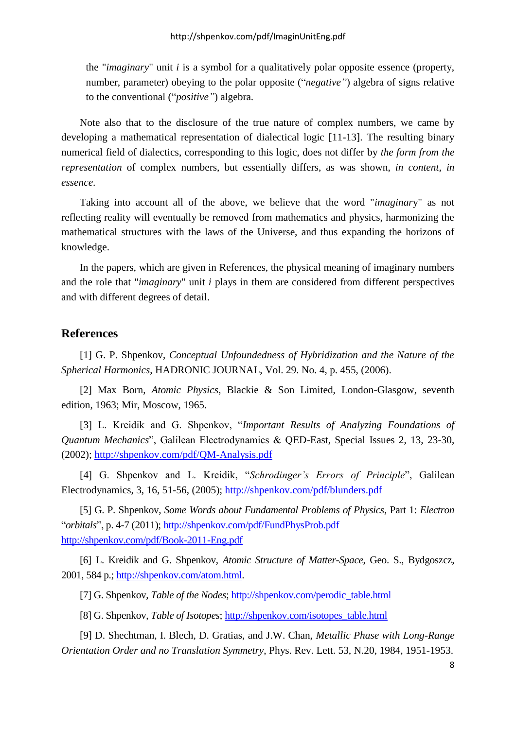the "*imaginary*" unit $i$ is a symbol for a qualitatively polar opposite essence (property, number, parameter) obeying to the polar opposite (“*negative”*) algebra of signs relative to the conventional (“*positive”*) algebra.

Note also that to the disclosure of the true nature of complex numbers, we came by developing a mathematical representation of dialectical logic [11-13]. The resulting binary numerical field of dialectics, corresponding to this logic, does not differ by *the form from the representation* of complex numbers, but essentially differs, as was shown, *in content, in essence*.

Taking into account all of the above, we believe that the word "*imaginary*" as not reflecting reality will eventually be removed from mathematics and physics, harmonizing the mathematical structures with the laws of the Universe, and thus expanding the horizons of knowledge.

In the papers, which are given in References, the physical meaning of imaginary numbers and the role that "*imaginary*" unit $i$ plays in them are considered from different perspectives and with different degrees of detail.

## References

[1] G. P. Shpenkov, *Conceptual Unfoundedness of Hybridization and the Nature of the Spherical Harmonics*, HADRONIC JOURNAL, Vol. 29. No. 4, p. 455, (2006).

[2] Max Born, *Atomic Physics*, Blackie & Son Limited, London-Glasgow, seventh edition, 1963; Mir, Moscow, 1965.

[3] L. Kreidik and G. Shpenkov, “*Important Results of Analyzing Foundations of Quantum Mechanics*”, Galilean Electrodynamics & QED-East, Special Issues 2, 13, 23-30, (2002); http://shpenkov.com/pdf/QM-Analysis.pdf

[4] G. Shpenkov and L. Kreidik, “*Schrodinger’s Errors of Principle*”, Galilean Electrodynamics, 3, 16, 51-56, (2005); http://shpenkov.com/pdf/blunders.pdf

[5] G. P. Shpenkov, *Some Words about Fundamental Problems of Physics*, Part 1: *Electron* “*orbitals*”, p. 4-7 (2011); http://shpenkov.com/pdf/FundPhysProb.pdf http://shpenkov.com/pdf/Book-2011-Eng.pdf

[6] L. Kreidik and G. Shpenkov, *Atomic Structure of Matter-Space*, Geo. S., Bydgoszcz, 2001, 584 p.; http://shpenkov.com/atom.html.

[7] G. Shpenkov, *Table of the Nodes*; http://shpenkov.com/perodic_table.html

[8] G. Shpenkov, *Table of Isotopes*; http://shpenkov.com/isotopes_table.html

[9] D. Shechtman, I. Blech, D. Gratias, and J.W. Chan, *Metallic Phase with Long-Range Orientation Order and no Translation Symmetry*, Phys. Rev. Lett. 53, N.20, 1984, 1951-1953.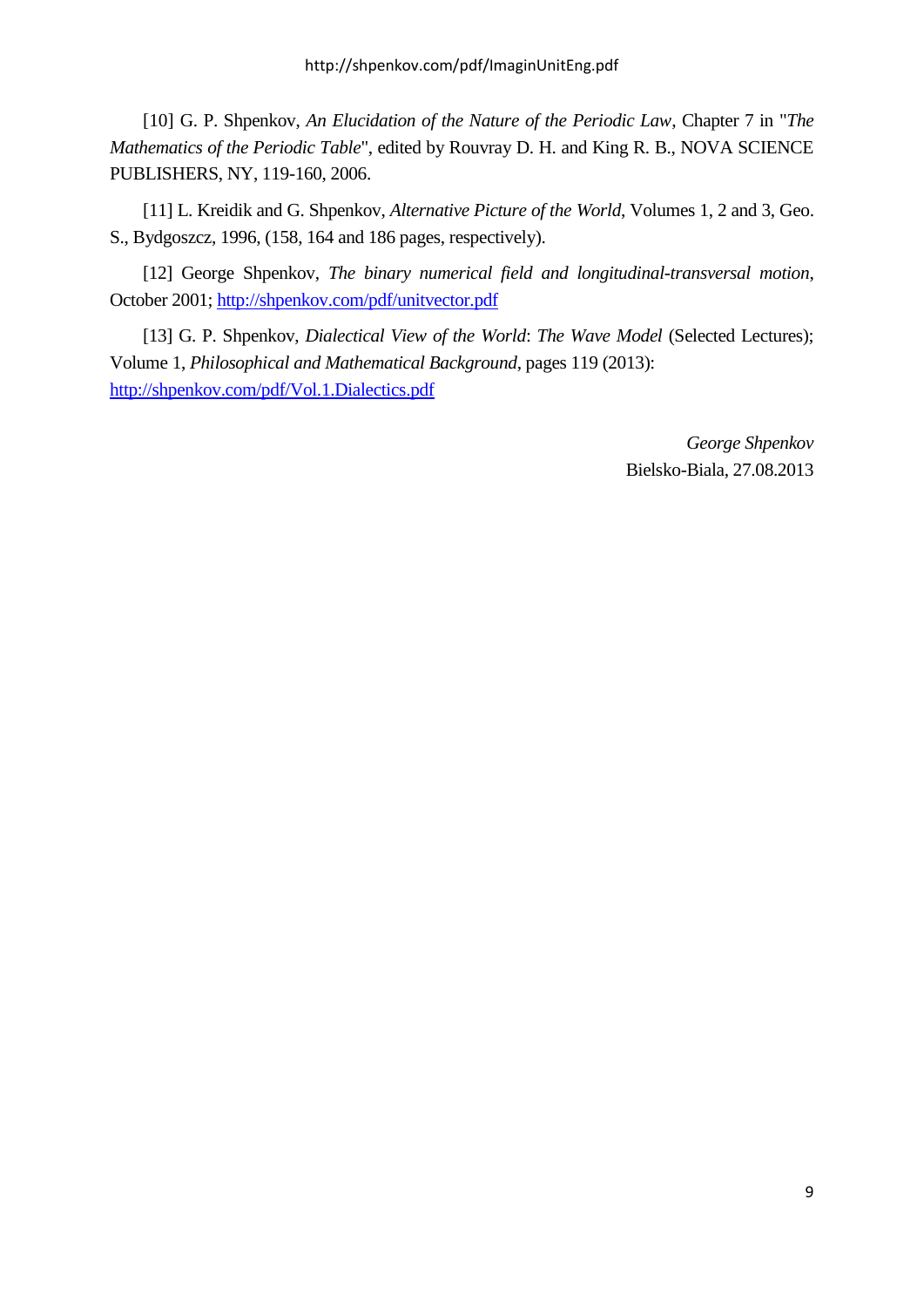[10] G. P. Shpenkov, *An Elucidation of the Nature of the Periodic Law*, Chapter 7 in "*The Mathematics of the Periodic Table*", edited by Rouvray D. H. and King R. B., NOVA SCIENCE PUBLISHERS, NY, 119-160, 2006.

[11] L. Kreidik and G. Shpenkov, *Alternative Picture of the World*, Volumes 1, 2 and 3, Geo. S., Bydgoszcz, 1996, (158, 164 and 186 pages, respectively).

[12] George Shpenkov, *The binary numerical field and longitudinal-transversal motion*, October 2001; http://shpenkov.com/pdf/unitvector.pdf

[13] G. P. Shpenkov, *Dialectical View of the World*: *The Wave Model* (Selected Lectures); Volume 1, *Philosophical and Mathematical Background*, pages 119 (2013): http://shpenkov.com/pdf/Vol.1.Dialectics.pdf

*George Shpenkov*
Bielsko-Biala, 27.08.2013